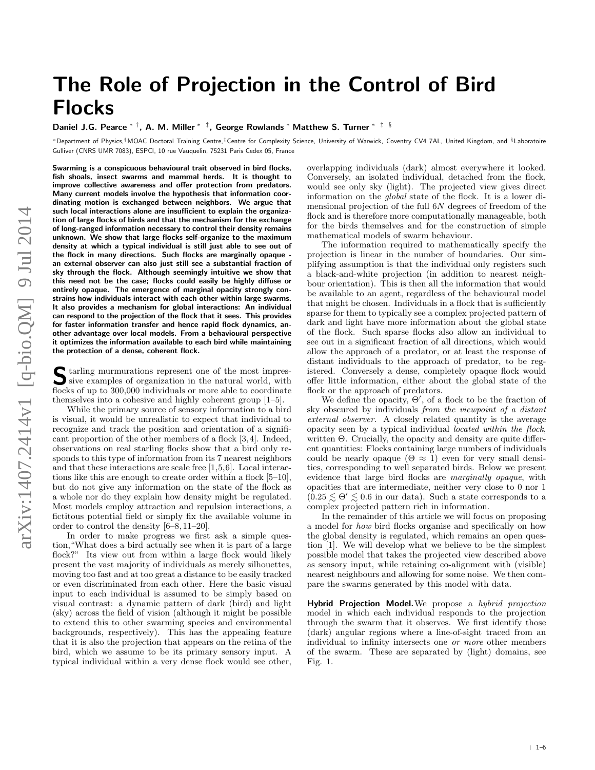# The Role of Projection in the Control of Bird Flocks

**Daniel J.G. Pearce [*,†], A. M. Miller [*,‡], George Rowlands [*] Matthew S. Turner [*,‡,§]**

[*]Department of Physics,[†]MOAC Doctoral Training Centre,[‡]Centre for Complexity Science, University of Warwick, Coventry CV4 7AL, United Kingdom, and [§]Laboratoire Gulliver (CNRS UMR 7083), ESPCI, 10 rue Vauquelin, 75231 Paris Cedex 05, France

**Swarming is a conspicuous behavioural trait observed in bird flocks, fish shoals, insect swarms and mammal herds. It is thought to improve collective awareness and offer protection from predators. Many current models involve the hypothesis that information coordinating motion is exchanged between neighbors. We argue that such local interactions alone are insufficient to explain the organization of large flocks of birds and that the mechanism for the exchange of long-ranged information necessary to control their density remains unknown. We show that large flocks self-organize to the maximum density at which a typical individual is still just able to see out of the flock in many directions. Such flocks are marginally opaque - an external observer can also just still see a substantial fraction of sky through the flock. Although seemingly intuitive we show that this need not be the case; flocks could easily be highly diffuse or entirely opaque. The emergence of marginal opacity strongly constrains how individuals interact with each other within large swarms. It also provides a mechanism for global interactions: An individual can respond to the projection of the flock that it sees. This provides for faster information transfer and hence rapid flock dynamics, another advantage over local models. From a behavioural perspective it optimizes the information available to each bird while maintaining the protection of a dense, coherent flock.**

Starling murmurations represent one of the most impressive examples of organization in the natural world, with flocks of up to 300,000 individuals or more able to coordinate themselves into a cohesive and highly coherent group [1–5].

While the primary source of sensory information to a bird is visual, it would be unrealistic to expect that individual to recognize and track the position and orientation of a significant proportion of the other members of a flock [3,4]. Indeed, observations on real starling flocks show that a bird only responds to this type of information from its 7 nearest neighbors and that these interactions are scale free [1,5,6]. Local interactions like this are enough to create order within a flock [5–10], but do not give any information on the state of the flock as a whole nor do they explain how density might be regulated. Most models employ attraction and repulsion interactions, a fictitous potential field or simply fix the available volume in order to control the density [6–8, 11–20].

In order to make progress we first ask a simple question,"What does a bird actually see when it is part of a large flock?" Its view out from within a large flock would likely present the vast majority of individuals as merely silhouettes, moving too fast and at too great a distance to be easily tracked or even discriminated from each other. Here the basic visual input to each individual is assumed to be simply based on visual contrast: a dynamic pattern of dark (bird) and light (sky) across the field of vision (although it might be possible to extend this to other swarming species and environmental backgrounds, respectively). This has the appealing feature that it is also the projection that appears on the retina of the bird, which we assume to be its primary sensory input. A typical individual within a very dense flock would see other, overlapping individuals (dark) almost everywhere it looked. Conversely, an isolated individual, detached from the flock, would see only sky (light). The projected view gives direct information on the *global* state of the flock. It is a lower dimensional projection of the full $6N$ degrees of freedom of the flock and is therefore more computationally manageable, both for the birds themselves and for the construction of simple mathematical models of swarm behaviour.

The information required to mathematically specify the projection is linear in the number of boundaries. Our simplifying assumption is that the individual only registers such a black-and-white projection (in addition to nearest neighbour orientation). This is then all the information that would be available to an agent, regardless of the behavioural model that might be chosen. Individuals in a flock that is sufficiently sparse for them to typically see a complex projected pattern of dark and light have more information about the global state of the flock. Such sparse flocks also allow an individual to see out in a significant fraction of all directions, which would allow the approach of a predator, or at least the response of distant individuals to the approach of predator, to be registered. Conversely a dense, completely opaque flock would offer little information, either about the global state of the flock or the approach of predators.

We define the opacity, $\Theta'$, of a flock to be the fraction of sky obscured by individuals *from the viewpoint of a distant external observer*. A closely related quantity is the average opacity seen by a typical individual *located within the flock*, written $\Theta$. Crucially, the opacity and density are quite different quantities: Flocks containing large numbers of individuals could be nearly opaque ($\Theta \approx 1$) even for very small densities, corresponding to well separated birds. Below we present evidence that large bird flocks are *marginally opaque*, with opacities that are intermediate, neither very close to 0 nor 1 ($0.25 \lesssim \Theta' \lesssim 0.6$ in our data). Such a state corresponds to a complex projected pattern rich in information.

In the remainder of this article we will focus on proposing a model for *how* bird flocks organise and specifically on how the global density is regulated, which remains an open question [1]. We will develop what we believe to be the simplest possible model that takes the projected view described above as sensory input, while retaining co-alignment with (visible) nearest neighbours and allowing for some noise. We then compare the swarms generated by this model with data.

**Hybrid Projection Model.** We propose a *hybrid projection* model in which each individual responds to the projection through the swarm that it observes. We first identify those (dark) angular regions where a line-of-sight traced from an individual to infinity intersects one *or more* other members of the swarm. These are separated by (light) domains, see Fig. 1.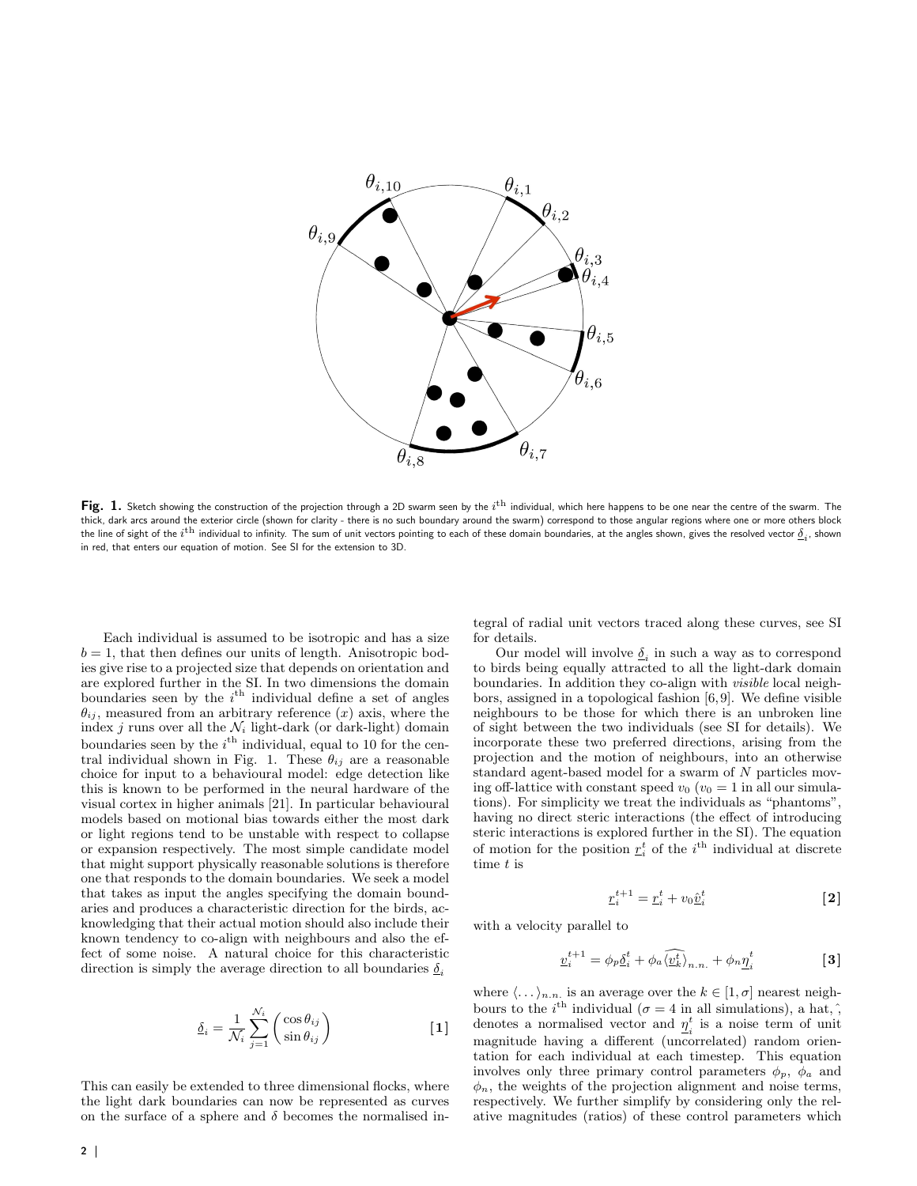$\theta_{i,10}$

$\theta_{i,1}$

$\theta_{i,2}$

$\theta_{i,9}$

$\theta_{i,3}$

$\theta_{i,4}$

$\theta_{i,5}$

$\theta_{i,6}$

$\theta_{i,7}$

$\theta_{i,8}$

**Fig. 1.** Sketch showing the construction of the projection through a 2D swarm seen by the $i^{\text{th}}$ individual, which here happens to be one near the centre of the swarm. The thick, dark arcs around the exterior circle (shown for clarity - there is no such boundary around the swarm) correspond to those angular regions where one or more others block the line of sight of the $i^{\text{th}}$ individual to infinity. The sum of unit vectors pointing to each of these domain boundaries, at the angles shown, gives the resolved vector $\underline{\delta}_i$, shown in red, that enters our equation of motion. See SI for the extension to 3D.

Each individual is assumed to be isotropic and has a size $b = 1$, that then defines our units of length. Anisotropic bodies give rise to a projected size that depends on orientation and are explored further in the SI. In two dimensions the domain boundaries seen by the $i^{\text{th}}$ individual define a set of angles $\theta_{ij}$, measured from an arbitrary reference ($x$) axis, where the index $j$ runs over all the $\mathcal{N}_i$ light-dark (or dark-light) domain boundaries seen by the $i^{\text{th}}$ individual, equal to 10 for the central individual shown in Fig. 1. These $\theta_{ij}$ are a reasonable choice for input to a behavioural model: edge detection like this is known to be performed in the neural hardware of the visual cortex in higher animals [21]. In particular behavioural models based on motional bias towards either the most dark or light regions tend to be unstable with respect to collapse or expansion respectively. The most simple candidate model that might support physically reasonable solutions is therefore one that responds to the domain boundaries. We seek a model that takes as input the angles specifying the domain boundaries and produces a characteristic direction for the birds, acknowledging that their actual motion should also include their known tendency to co-align with neighbours and also the effect of some noise. A natural choice for this characteristic direction is simply the average direction to all boundaries $\underline{\delta}_i$

$$\underline{\delta}_i = \frac{1}{\mathcal{N}_i} \sum_{j=1}^{\mathcal{N}_i} \begin{pmatrix} \cos\theta_{ij} \\ \sin\theta_{ij} \end{pmatrix} \qquad [1]$$

This can easily be extended to three dimensional flocks, where the light dark boundaries can now be represented as curves on the surface of a sphere and $\delta$ becomes the normalised integral of radial unit vectors traced along these curves, see SI for details.

Our model will involve $\underline{\delta}_i$ in such a way as to correspond to birds being equally attracted to all the light-dark domain boundaries. In addition they co-align with *visible* local neighbors, assigned in a topological fashion [6,9]. We define visible neighbours to be those for which there is an unbroken line of sight between the two individuals (see SI for details). We incorporate these two preferred directions, arising from the projection and the motion of neighbours, into an otherwise standard agent-based model for a swarm of $N$ particles moving off-lattice with constant speed $v_0$ ($v_0 = 1$ in all our simulations). For simplicity we treat the individuals as "phantoms", having no direct steric interactions (the effect of introducing steric interactions is explored further in the SI). The equation of motion for the position $\underline{r}_i^t$ of the $i^{\text{th}}$ individual at discrete time $t$ is

$$\underline{r}_i^{t+1} = \underline{r}_i^t + v_0 \hat{\underline{v}}_i^t \qquad [2]$$

with a velocity parallel to

$$\underline{v}_i^{t+1} = \phi_p \underline{\delta}_i^t + \phi_a \widehat{\langle \underline{v}_k^t \rangle}_{n.n.} + \phi_n \underline{\eta}_i^t \qquad [3]$$

where $\langle \ldots \rangle_{n.n.}$ is an average over the $k \in [1, \sigma]$ nearest neighbours to the $i^{\text{th}}$ individual ($\sigma = 4$ in all simulations), a hat, $\hat{}$, denotes a normalised vector and $\underline{\eta}_i^t$ is a noise term of unit magnitude having a different (uncorrelated) random orientation for each individual at each timestep. This equation involves only three primary control parameters $\phi_p$, $\phi_a$ and $\phi_n$, the weights of the projection alignment and noise terms, respectively. We further simplify by considering only the relative magnitudes (ratios) of these control parameters which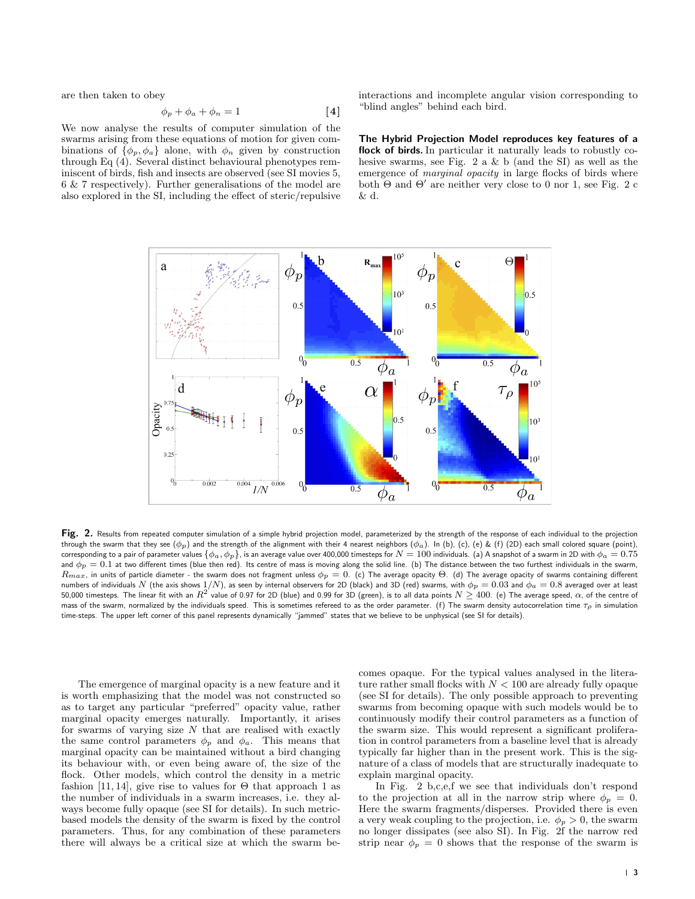are then taken to obey

$$\phi_p + \phi_a + \phi_n = 1 \qquad [4]$$

We now analyse the results of computer simulation of the swarms arising from these equations of motion for given combinations of $\{\phi_p, \phi_a\}$ alone, with $\phi_n$ given by construction through Eq (4). Several distinct behavioural phenotypes reminiscent of birds, fish and insects are observed (see SI movies 5, 6 & 7 respectively). Further generalisations of the model are also explored in the SI, including the effect of steric/repulsive interactions and incomplete angular vision corresponding to "blind angles" behind each bird.

**The Hybrid Projection Model reproduces key features of a flock of birds.** In particular it naturally leads to robustly cohesive swarms, see Fig. 2 a & b (and the SI) as well as the emergence of *marginal opacity* in large flocks of birds where both $\Theta$ and $\Theta'$ are neither very close to 0 nor 1, see Fig. 2 c & d.

a

b $\phi_p$ $\phi_a$ $R_{max}$ $10^5$ $10^3$ $10^1$ 0 0.5 1

c $\phi_p$ $\phi_a$ $\Theta$ 1 0.5 0 0.5 1

d Opacity 1 0.75 0.5 0.25 0 0.002 0.004 0.006 $1/N$

e $\phi_p$ $\phi_a$ $\alpha$ 1 0.5 0 0.5 1

f $\phi_p$ $\phi_a$ $\tau_\rho$ $10^5$ $10^3$ $10^1$ 0 0.5 1

**Fig. 2.** Results from repeated computer simulation of a simple hybrid projection model, parameterized by the strength of the response of each individual to the projection through the swarm that they see ($\phi_p$) and the strength of the alignment with their 4 nearest neighbors ($\phi_a$). In (b), (c), (e) & (f) (2D) each small colored square (point), corresponding to a pair of parameter values $\{\phi_a, \phi_p\}$, is an average value over 400,000 timesteps for $N = 100$ individuals. (a) A snapshot of a swarm in 2D with $\phi_a = 0.75$ and $\phi_p = 0.1$ at two different times (blue then red). Its centre of mass is moving along the solid line. (b) The distance between the two furthest individuals in the swarm, $R_{max}$, in units of particle diameter - the swarm does not fragment unless $\phi_p = 0$. (c) The average opacity $\Theta$. (d) The average opacity of swarms containing different numbers of individuals $N$ (the axis shows $1/N$), as seen by internal observers for 2D (black) and 3D (red) swarms, with $\phi_p = 0.03$ and $\phi_a = 0.8$ averaged over at least 50,000 timesteps. The linear fit with an $R^2$ value of 0.97 for 2D (blue) and 0.99 for 3D (green), is to all data points $N \geq 400$. (e) The average speed, $\alpha$, of the centre of mass of the swarm, normalized by the individuals speed. This is sometimes refereed to as the order parameter. (f) The swarm density autocorrelation time $\tau_\rho$ in simulation time-steps. The upper left corner of this panel represents dynamically "jammed" states that we believe to be unphysical (see SI for details).

The emergence of marginal opacity is a new feature and it is worth emphasizing that the model was not constructed so as to target any particular "preferred" opacity value, rather marginal opacity emerges naturally. Importantly, it arises for swarms of varying size $N$ that are realised with exactly the same control parameters $\phi_p$ and $\phi_a$. This means that marginal opacity can be maintained without a bird changing its behaviour with, or even being aware of, the size of the flock. Other models, which control the density in a metric fashion [11, 14], give rise to values for $\Theta$ that approach 1 as the number of individuals in a swarm increases, i.e. they always become fully opaque (see SI for details). In such metric-based models the density of the swarm is fixed by the control parameters. Thus, for any combination of these parameters there will always be a critical size at which the swarm becomes opaque. For the typical values analysed in the literature rather small flocks with $N < 100$ are already fully opaque (see SI for details). The only possible approach to preventing swarms from becoming opaque with such models would be to continuously modify their control parameters as a function of the swarm size. This would represent a significant proliferation in control parameters from a baseline level that is already typically far higher than in the present work. This is the signature of a class of models that are structurally inadequate to explain marginal opacity.

In Fig. 2 b,c,e,f we see that individuals don't respond to the projection at all in the narrow strip where $\phi_p = 0$. Here the swarm fragments/disperses. Provided there is even a very weak coupling to the projection, i.e. $\phi_p > 0$, the swarm no longer dissipates (see also SI). In Fig. 2f the narrow red strip near $\phi_p = 0$ shows that the response of the swarm is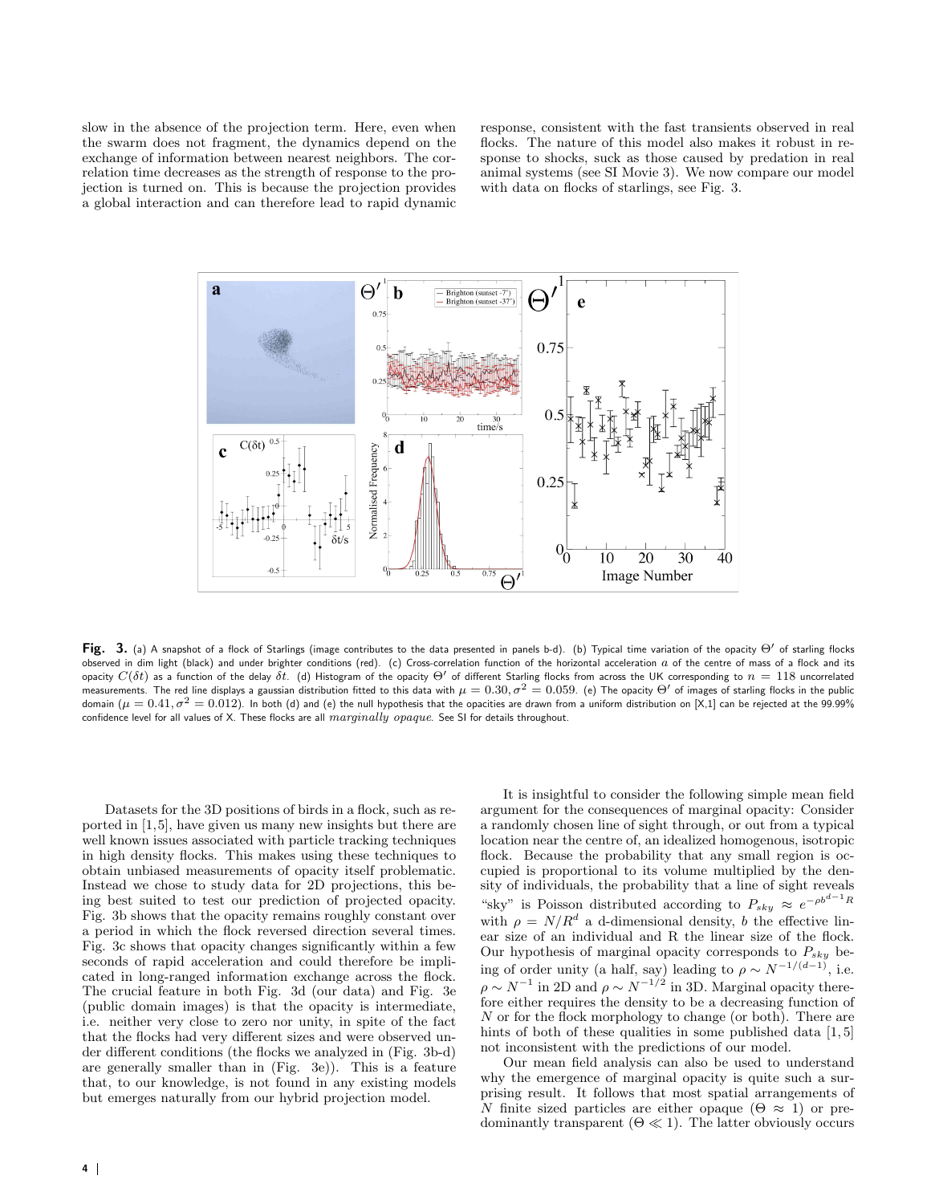slow in the absence of the projection term. Here, even when the swarm does not fragment, the dynamics depend on the exchange of information between nearest neighbors. The correlation time decreases as the strength of response to the projection is turned on. This is because the projection provides a global interaction and can therefore lead to rapid dynamic response, consistent with the fast transients observed in real flocks. The nature of this model also makes it robust in response to shocks, suck as those caused by predation in real animal systems (see SI Movie 3). We now compare our model with data on flocks of starlings, see Fig. 3.

a

$\Theta'$ b

Brighton (sunset -7')

Brighton (sunset -37')

1

0.75

0.5

0.25

0

0 10 20 30

time/s

$\Theta'$ e

1

0.75

0.5

0.25

0

0 10 20 30 40

Image Number

c $C(\delta t)$

0.5

0.25

0

-0.25

-0.5

-5 0 5

$\delta t$/s

d

Normalised Frequency

8

6

4

2

0

0 0.25 0.5 0.75

$\Theta'$

**Fig. 3.** (a) A snapshot of a flock of Starlings (image contributes to the data presented in panels b-d). (b) Typical time variation of the opacity $\Theta'$ of starling flocks observed in dim light (black) and under brighter conditions (red). (c) Cross-correlation function of the horizontal acceleration $a$ of the centre of mass of a flock and its opacity $C(\delta t)$ as a function of the delay $\delta t$. (d) Histogram of the opacity $\Theta'$ of different Starling flocks from across the UK corresponding to $n = 118$ uncorrelated measurements. The red line displays a gaussian distribution fitted to this data with $\mu = 0.30, \sigma^2 = 0.059$. (e) The opacity $\Theta'$ of images of starling flocks in the public domain ($\mu = 0.41, \sigma^2 = 0.012$). In both (d) and (e) the null hypothesis that the opacities are drawn from a uniform distribution on [X,1] can be rejected at the 99.99% confidence level for all values of X. These flocks are all *marginally opaque*. See SI for details throughout.

Datasets for the 3D positions of birds in a flock, such as reported in [1,5], have given us many new insights but there are well known issues associated with particle tracking techniques in high density flocks. This makes using these techniques to obtain unbiased measurements of opacity itself problematic. Instead we chose to study data for 2D projections, this being best suited to test our prediction of projected opacity. Fig. 3b shows that the opacity remains roughly constant over a period in which the flock reversed direction several times. Fig. 3c shows that opacity changes significantly within a few seconds of rapid acceleration and could therefore be implicated in long-ranged information exchange across the flock. The crucial feature in both Fig. 3d (our data) and Fig. 3e (public domain images) is that the opacity is intermediate, i.e. neither very close to zero nor unity, in spite of the fact that the flocks had very different sizes and were observed under different conditions (the flocks we analyzed in (Fig. 3b-d) are generally smaller than in (Fig. 3e)). This is a feature that, to our knowledge, is not found in any existing models but emerges naturally from our hybrid projection model.

It is insightful to consider the following simple mean field argument for the consequences of marginal opacity: Consider a randomly chosen line of sight through, or out from a typical location near the centre of, an idealized homogenous, isotropic flock. Because the probability that any small region is occupied is proportional to its volume multiplied by the density of individuals, the probability that a line of sight reveals "sky" is Poisson distributed according to $P_{sky} \approx e^{-\rho b^{d-1} R}$ with $\rho = N/R^d$ a d-dimensional density, $b$ the effective linear size of an individual and R the linear size of the flock. Our hypothesis of marginal opacity corresponds to $P_{sky}$ being of order unity (a half, say) leading to $\rho \sim N^{-1/(d-1)}$, i.e. $\rho \sim N^{-1}$ in 2D and $\rho \sim N^{-1/2}$ in 3D. Marginal opacity therefore either requires the density to be a decreasing function of $N$ or for the flock morphology to change (or both). There are hints of both of these qualities in some published data [1,5] not inconsistent with the predictions of our model.

Our mean field analysis can also be used to understand why the emergence of marginal opacity is quite such a surprising result. It follows that most spatial arrangements of $N$ finite sized particles are either opaque ($\Theta \approx 1$) or predominantly transparent ($\Theta \ll 1$). The latter obviously occurs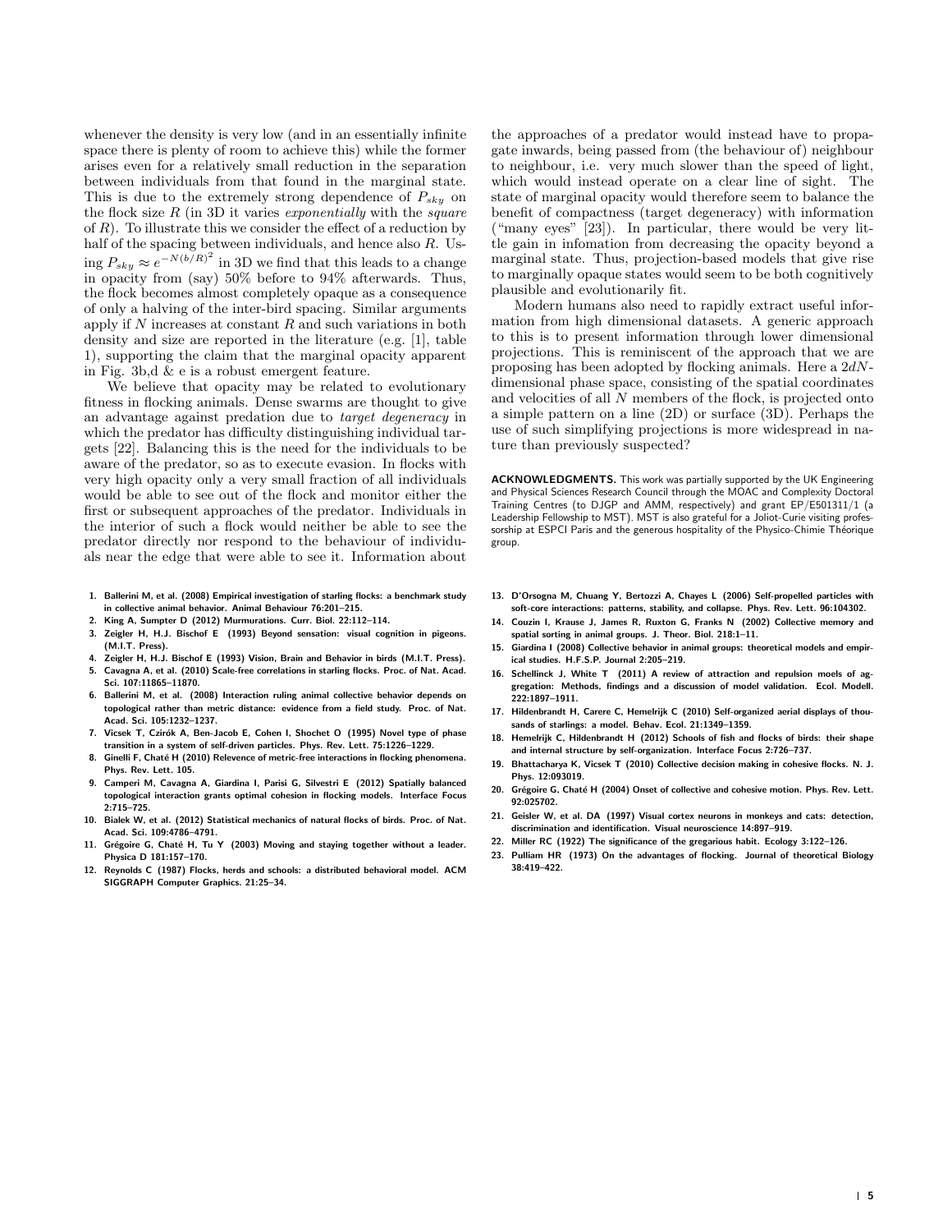whenever the density is very low (and in an essentially infinite space there is plenty of room to achieve this) while the former arises even for a relatively small reduction in the separation between individuals from that found in the marginal state. This is due to the extremely strong dependence of $P_{sky}$ on the flock size $R$ (in 3D it varies *exponentially* with the *square* of $R$). To illustrate this we consider the effect of a reduction by half of the spacing between individuals, and hence also $R$. Using $P_{sky} \approx e^{-N(b/R)^2}$ in 3D we find that this leads to a change in opacity from (say) 50% before to 94% afterwards. Thus, the flock becomes almost completely opaque as a consequence of only a halving of the inter-bird spacing. Similar arguments apply if $N$ increases at constant $R$ and such variations in both density and size are reported in the literature (e.g. [1], table 1), supporting the claim that the marginal opacity apparent in Fig. 3b,d & e is a robust emergent feature.

We believe that opacity may be related to evolutionary fitness in flocking animals. Dense swarms are thought to give an advantage against predation due to *target degeneracy* in which the predator has difficulty distinguishing individual targets [22]. Balancing this is the need for the individuals to be aware of the predator, so as to execute evasion. In flocks with very high opacity only a very small fraction of all individuals would be able to see out of the flock and monitor either the first or subsequent approaches of the predator. Individuals in the interior of such a flock would neither be able to see the predator directly nor respond to the behaviour of individuals near the edge that were able to see it. Information about the approaches of a predator would instead have to propagate inwards, being passed from (the behaviour of) neighbour to neighbour, i.e. very much slower than the speed of light, which would instead operate on a clear line of sight. The state of marginal opacity would therefore seem to balance the benefit of compactness (target degeneracy) with information ("many eyes" [23]). In particular, there would be very little gain in infomation from decreasing the opacity beyond a marginal state. Thus, projection-based models that give rise to marginally opaque states would seem to be both cognitively plausible and evolutionarily fit.

Modern humans also need to rapidly extract useful information from high dimensional datasets. A generic approach to this is to present information through lower dimensional projections. This is reminiscent of the approach that we are proposing has been adopted by flocking animals. Here a $2dN$-dimensional phase space, consisting of the spatial coordinates and velocities of all $N$ members of the flock, is projected onto a simple pattern on a line (2D) or surface (3D). Perhaps the use of such simplifying projections is more widespread in nature than previously suspected?

**ACKNOWLEDGMENTS.** This work was partially supported by the UK Engineering and Physical Sciences Research Council through the MOAC and Complexity Doctoral Training Centres (to DJGP and AMM, respectively) and grant EP/E501311/1 (a Leadership Fellowship to MST). MST is also grateful for a Joliot-Curie visiting professorship at ESPCI Paris and the generous hospitality of the Physico-Chimie Théorique group.

1. Ballerini M, et al. (2008) Empirical investigation of starling flocks: a benchmark study in collective animal behavior. Animal Behaviour 76:201–215.
2. King A, Sumpter D (2012) Murmurations. Curr. Biol. 22:112–114.
3. Zeigler H, H.J. Bischof E (1993) Beyond sensation: visual cognition in pigeons. (M.I.T. Press).
4. Zeigler H, H.J. Bischof E (1993) Vision, Brain and Behavior in birds (M.I.T. Press).
5. Cavagna A, et al. (2010) Scale-free correlations in starling flocks. Proc. of Nat. Acad. Sci. 107:11865–11870.
6. Ballerini M, et al. (2008) Interaction ruling animal collective behavior depends on topological rather than metric distance: evidence from a field study. Proc. of Nat. Acad. Sci. 105:1232–1237.
7. Vicsek T, Czirók A, Ben-Jacob E, Cohen I, Shochet O (1995) Novel type of phase transition in a system of self-driven particles. Phys. Rev. Lett. 75:1226–1229.
8. Ginelli F, Chaté H (2010) Relevence of metric-free interactions in flocking phenomena. Phys. Rev. Lett. 105.
9. Camperi M, Cavagna A, Giardina I, Parisi G, Silvestri E (2012) Spatially balanced topological interaction grants optimal cohesion in flocking models. Interface Focus 2:715–725.
10. Bialek W, et al. (2012) Statistical mechanics of natural flocks of birds. Proc. of Nat. Acad. Sci. 109:4786–4791.
11. Grégoire G, Chaté H, Tu Y (2003) Moving and staying together without a leader. Physica D 181:157–170.
12. Reynolds C (1987) Flocks, herds and schools: a distributed behavioral model. ACM SIGGRAPH Computer Graphics. 21:25–34.
13. D'Orsogna M, Chuang Y, Bertozzi A, Chayes L (2006) Self-propelled particles with soft-core interactions: patterns, stability, and collapse. Phys. Rev. Lett. 96:104302.
14. Couzin I, Krause J, James R, Ruxton G, Franks N (2002) Collective memory and spatial sorting in animal groups. J. Theor. Biol. 218:1–11.
15. Giardina I (2008) Collective behavior in animal groups: theoretical models and empirical studies. H.F.S.P. Journal 2:205–219.
16. Schellinck J, White T (2011) A review of attraction and repulsion moels of aggregation: Methods, findings and a discussion of model validation. Ecol. Modell. 222:1897–1911.
17. Hildenbrandt H, Carere C, Hemelrijk C (2010) Self-organized aerial displays of thousands of starlings: a model. Behav. Ecol. 21:1349–1359.
18. Hemelrijk C, Hildenbrandt H (2012) Schools of fish and flocks of birds: their shape and internal structure by self-organization. Interface Focus 2:726–737.
19. Bhattacharya K, Vicsek T (2010) Collective decision making in cohesive flocks. N. J. Phys. 12:093019.
20. Grégoire G, Chaté H (2004) Onset of collective and cohesive motion. Phys. Rev. Lett. 92:025702.
21. Geisler W, et al. DA (1997) Visual cortex neurons in monkeys and cats: detection, discrimination and identification. Visual neuroscience 14:897–919.
22. Miller RC (1922) The significance of the gregarious habit. Ecology 3:122–126.
23. Pulliam HR (1973) On the advantages of flocking. Journal of theoretical Biology 38:419–422.